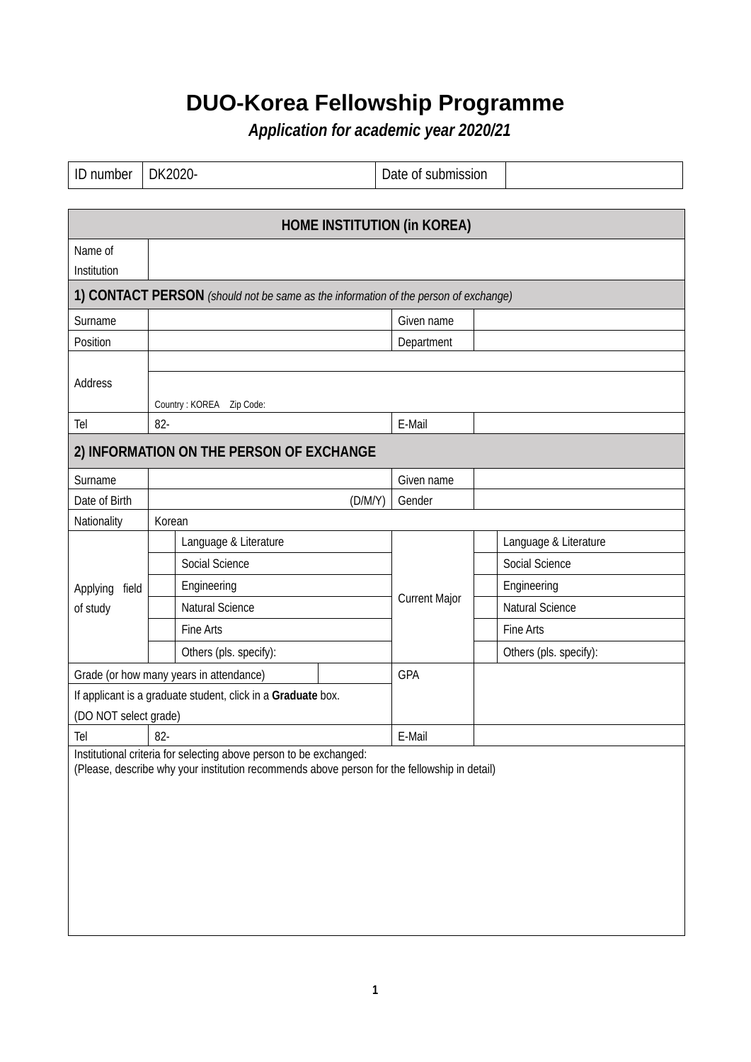# DUO-Korea Fellowship Programme

***Application for academic year 2020/21***

| ID number | DK2020- | Date of submission | |
|---|---|---|---|

| HOME INSTITUTION (in KOREA) | | | | | |
|---|---|---|---|---|---|
| Name of Institution | | | | | |
| **1) CONTACT PERSON** *(should not be same as the information of the person of exchange)* | | | | | |
| Surname | | | Given name | | |
| Position | | | Department | | |
| Address | | | | | |
| | Country : KOREA Zip Code: | | | | |
| Tel | 82- | | E-Mail | | |
| **2) INFORMATION ON THE PERSON OF EXCHANGE** | | | | | |
| Surname | | | Given name | | |
| Date of Birth | (D/M/Y) | | Gender | | |
| Nationality | Korean | | | | |
| Applying field of study | | Language & Literature | Current Major | | Language & Literature |
| | | Social Science | | | Social Science |
| | | Engineering | | | Engineering |
| | | Natural Science | | | Natural Science |
| | | Fine Arts | | | Fine Arts |
| | | Others (pls. specify): | | | Others (pls. specify): |
| Grade (or how many years in attendance) | | | GPA | | |
| If applicant is a graduate student, click in a **Graduate** box. (DO NOT select grade) | | | | | |
| Tel | 82- | | E-Mail | | |
| Institutional criteria for selecting above person to be exchanged: (Please, describe why your institution recommends above person for the fellowship in detail) | | | | | |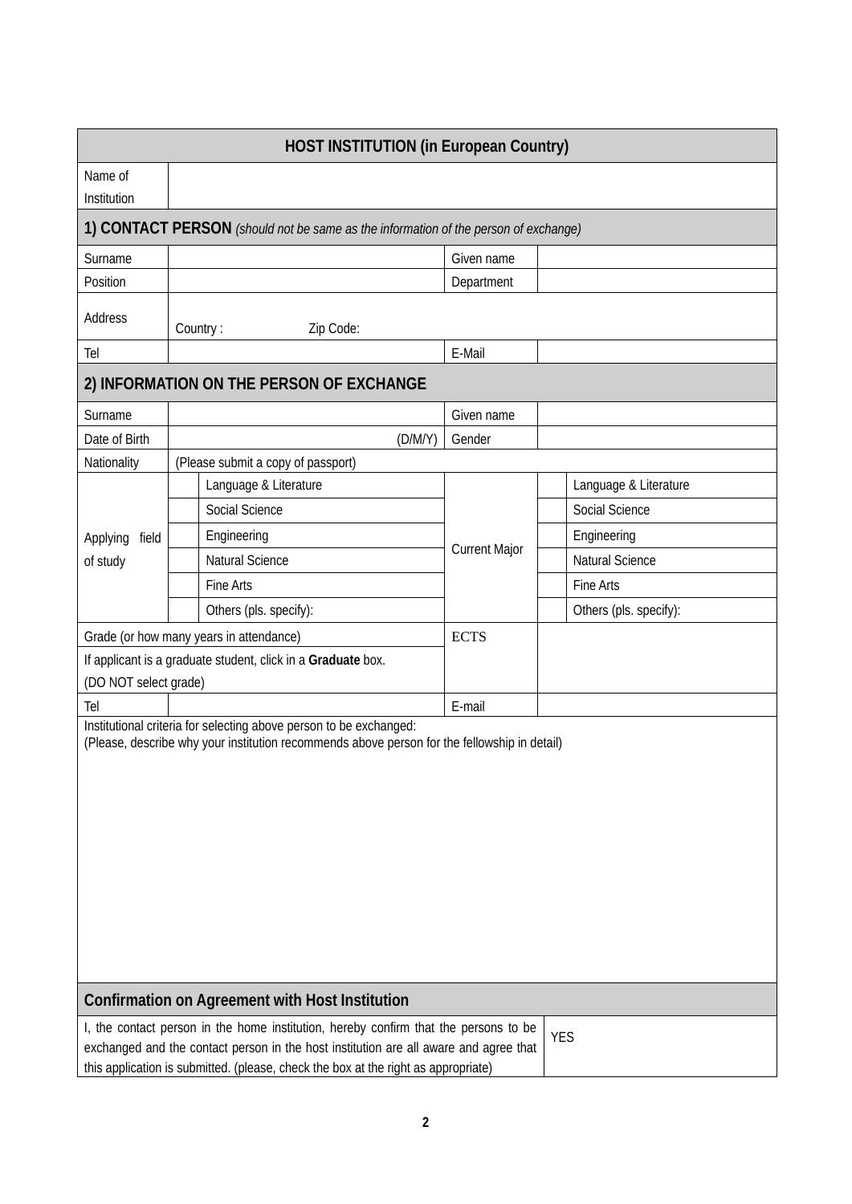| HOST INSTITUTION (in European Country) | | | | | |
|---|---|---|---|---|---|
| Name of Institution | | | | | |
| **1) CONTACT PERSON** *(should not be same as the information of the person of exchange)* | | | | | |
| Surname | | | Given name | | |
| Position | | | Department | | |
| Address | Country : Zip Code: | | | | |
| Tel | | | E-Mail | | |
| **2) INFORMATION ON THE PERSON OF EXCHANGE** | | | | | |
| Surname | | | Given name | | |
| Date of Birth | (D/M/Y) | | Gender | | |
| Nationality | (Please submit a copy of passport) | | | | |
| Applying field of study | | Language & Literature | Current Major | | Language & Literature |
| | | Social Science | | | Social Science |
| | | Engineering | | | Engineering |
| | | Natural Science | | | Natural Science |
| | | Fine Arts | | | Fine Arts |
| | | Others (pls. specify): | | | Others (pls. specify): |
| Grade (or how many years in attendance)<br>If applicant is a graduate student, click in a **Graduate** box.<br>(DO NOT select grade) | | | ECTS | | |
| Tel | | | E-mail | | |
| Institutional criteria for selecting above person to be exchanged:<br>(Please, describe why your institution recommends above person for the fellowship in detail) | | | | | |
| **Confirmation on Agreement with Host Institution** | | | | | |
| I, the contact person in the home institution, hereby confirm that the persons to be exchanged and the contact person in the host institution are all aware and agree that this application is submitted. (please, check the box at the right as appropriate) | | | | YES | |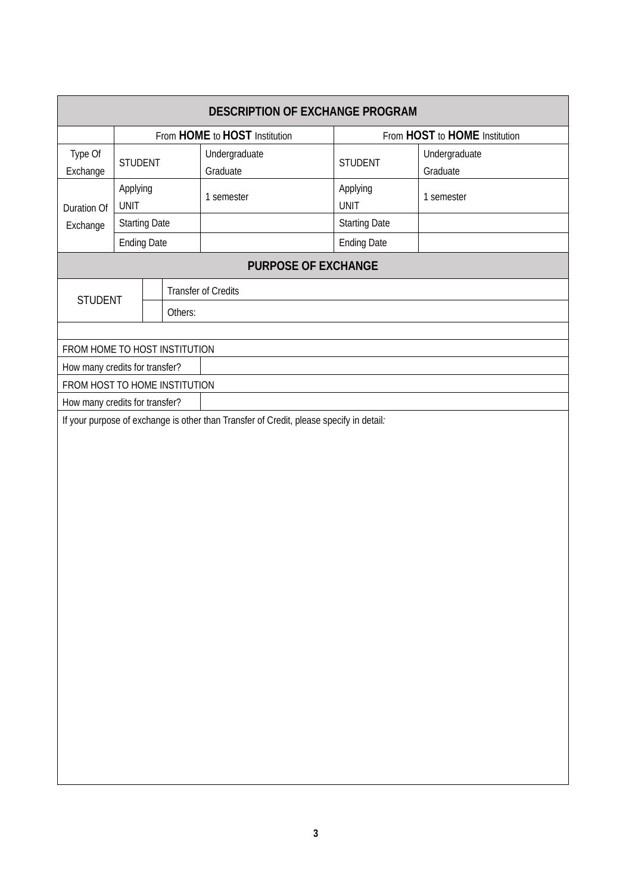| DESCRIPTION OF EXCHANGE PROGRAM | | | | |
|---|---|---|---|---|
| | From **HOME** to **HOST** Institution | | From **HOST** to **HOME** Institution | |
| Type Of Exchange | STUDENT | Undergraduate<br>Graduate | STUDENT | Undergraduate<br>Graduate |
| Duration Of Exchange | Applying<br>UNIT | 1 semester | Applying<br>UNIT | 1 semester |
| | Starting Date | | Starting Date | |
| | Ending Date | | Ending Date | |

| PURPOSE OF EXCHANGE | | |
|---|---|---|
| STUDENT | | Transfer of Credits |
| | | Others: |

| | |
|---|---|
| FROM HOME TO HOST INSTITUTION | |
| How many credits for transfer? | |
| FROM HOST TO HOME INSTITUTION | |
| How many credits for transfer? | |

If your purpose of exchange is other than Transfer of Credit, please specify in detail: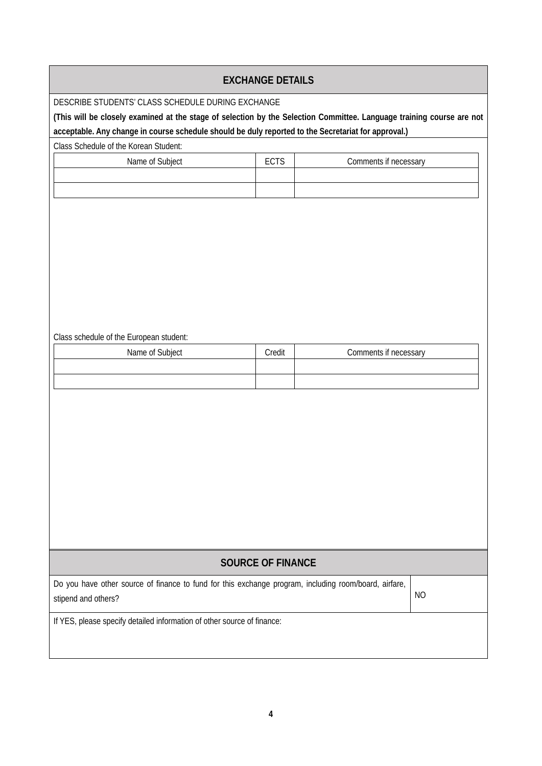## EXCHANGE DETAILS

DESCRIBE STUDENTS' CLASS SCHEDULE DURING EXCHANGE

**(This will be closely examined at the stage of selection by the Selection Committee. Language training course are not acceptable. Any change in course schedule should be duly reported to the Secretariat for approval.)**

Class Schedule of the Korean Student:

| Name of Subject | ECTS | Comments if necessary |
|---|---|---|
| | | |
| | | |

Class schedule of the European student:

| Name of Subject | Credit | Comments if necessary |
|---|---|---|
| | | |
| | | |

## SOURCE OF FINANCE

| Do you have other source of finance to fund for this exchange program, including room/board, airfare, stipend and others? | NO |
|---|---|

If YES, please specify detailed information of other source of finance: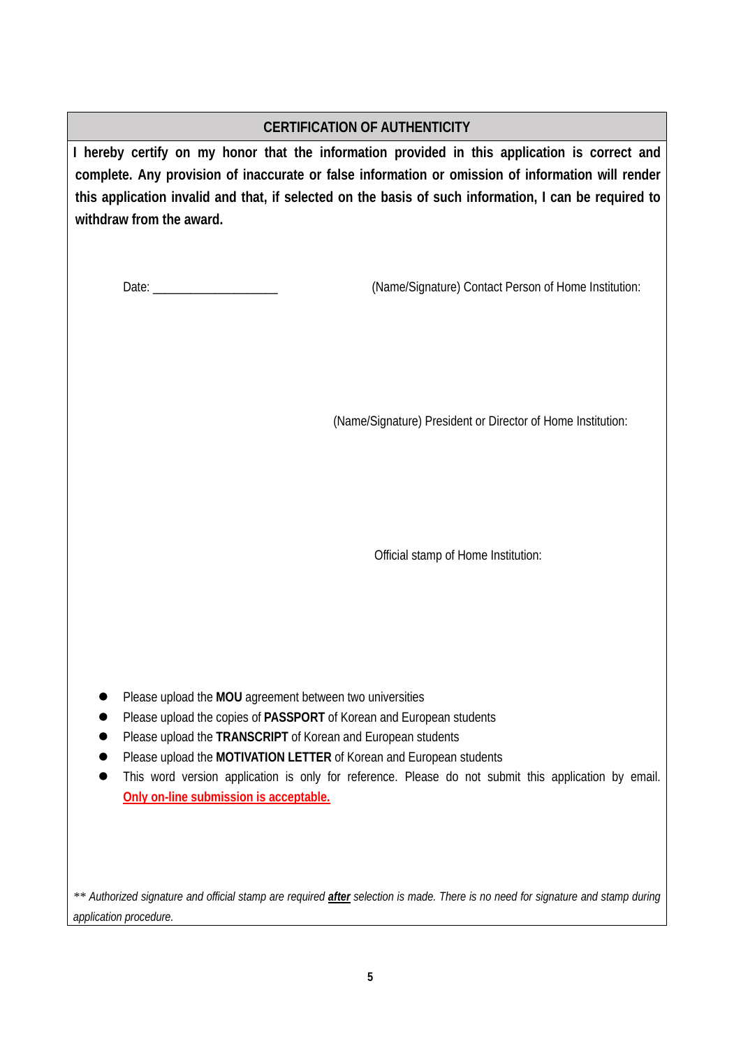## CERTIFICATION OF AUTHENTICITY

**I hereby certify on my honor that the information provided in this application is correct and complete. Any provision of inaccurate or false information or omission of information will render this application invalid and that, if selected on the basis of such information, I can be required to withdraw from the award.**

Date: ____________________

(Name/Signature) Contact Person of Home Institution:

(Name/Signature) President or Director of Home Institution:

Official stamp of Home Institution:

- Please upload the **MOU** agreement between two universities
- Please upload the copies of **PASSPORT** of Korean and European students
- Please upload the **TRANSCRIPT** of Korean and European students
- Please upload the **MOTIVATION LETTER** of Korean and European students
- This word version application is only for reference. Please do not submit this application by email. **Only on-line submission is acceptable.**

*\*\* Authorized signature and official stamp are required **after** selection is made. There is no need for signature and stamp during application procedure.*